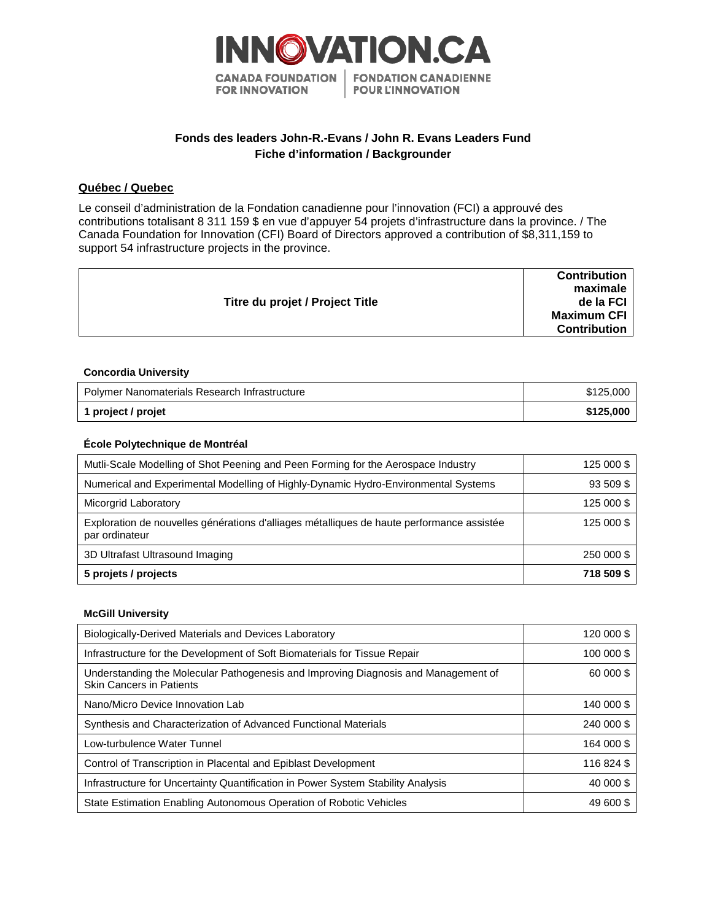INNOVATION.CA

CANADA FOUNDATION FOR INNOVATION | FONDATION CANADIENNE POUR L'INNOVATION

**Fonds des leaders John-R.-Evans / John R. Evans Leaders Fund**
**Fiche d'information / Backgrounder**

## Québec / Quebec

Le conseil d'administration de la Fondation canadienne pour l'innovation (FCI) a approuvé des contributions totalisant 8 311 159 $ en vue d'appuyer 54 projets d'infrastructure dans la province. / The Canada Foundation for Innovation (CFI) Board of Directors approved a contribution of $8,311,159 to support 54 infrastructure projects in the province.

| Titre du projet / Project Title | Contribution maximale de la FCI Maximum CFI Contribution |
|---|---|

**Concordia University**

| Titre du projet / Project Title | Contribution maximale de la FCI / Maximum CFI Contribution |
|---|---|
| Polymer Nanomaterials Research Infrastructure | $125,000 |
| **1 project / projet** | **$125,000** |

**École Polytechnique de Montréal**

| Titre du projet / Project Title | Contribution maximale de la FCI / Maximum CFI Contribution |
|---|---|
| Mutli-Scale Modelling of Shot Peening and Peen Forming for the Aerospace Industry | 125 000 $ |
| Numerical and Experimental Modelling of Highly-Dynamic Hydro-Environmental Systems | 93 509 $ |
| Micorgrid Laboratory | 125 000 $ |
| Exploration de nouvelles générations d'alliages métalliques de haute performance assistée par ordinateur | 125 000 $ |
| 3D Ultrafast Ultrasound Imaging | 250 000 $ |
| **5 projets / projects** | **718 509 $** |

**McGill University**

| Titre du projet / Project Title | Contribution maximale de la FCI / Maximum CFI Contribution |
|---|---|
| Biologically-Derived Materials and Devices Laboratory | 120 000 $ |
| Infrastructure for the Development of Soft Biomaterials for Tissue Repair | 100 000 $ |
| Understanding the Molecular Pathogenesis and Improving Diagnosis and Management of Skin Cancers in Patients | 60 000 $ |
| Nano/Micro Device Innovation Lab | 140 000 $ |
| Synthesis and Characterization of Advanced Functional Materials | 240 000 $ |
| Low-turbulence Water Tunnel | 164 000 $ |
| Control of Transcription in Placental and Epiblast Development | 116 824 $ |
| Infrastructure for Uncertainty Quantification in Power System Stability Analysis | 40 000 $ |
| State Estimation Enabling Autonomous Operation of Robotic Vehicles | 49 600 $ |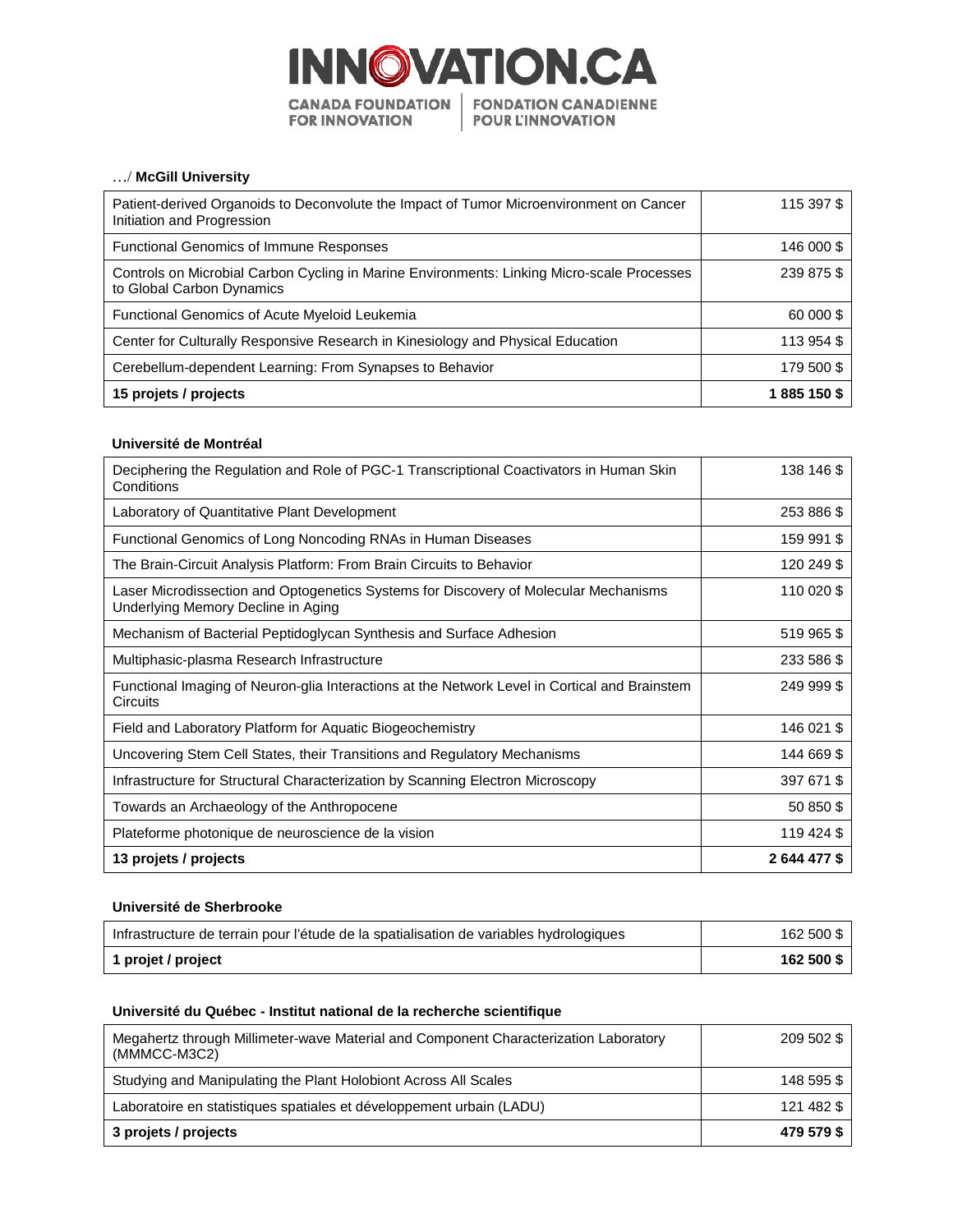…/ **McGill University**

| | |
|---|---|
| Patient-derived Organoids to Deconvolute the Impact of Tumor Microenvironment on Cancer Initiation and Progression | 115 397 $ |
| Functional Genomics of Immune Responses | 146 000 $ |
| Controls on Microbial Carbon Cycling in Marine Environments: Linking Micro-scale Processes to Global Carbon Dynamics | 239 875 $ |
| Functional Genomics of Acute Myeloid Leukemia | 60 000 $ |
| Center for Culturally Responsive Research in Kinesiology and Physical Education | 113 954 $ |
| Cerebellum-dependent Learning: From Synapses to Behavior | 179 500 $ |
| **15 projets / projects** | **1 885 150 $** |

**Université de Montréal**

| | |
|---|---|
| Deciphering the Regulation and Role of PGC-1 Transcriptional Coactivators in Human Skin Conditions | 138 146 $ |
| Laboratory of Quantitative Plant Development | 253 886 $ |
| Functional Genomics of Long Noncoding RNAs in Human Diseases | 159 991 $ |
| The Brain-Circuit Analysis Platform: From Brain Circuits to Behavior | 120 249 $ |
| Laser Microdissection and Optogenetics Systems for Discovery of Molecular Mechanisms Underlying Memory Decline in Aging | 110 020 $ |
| Mechanism of Bacterial Peptidoglycan Synthesis and Surface Adhesion | 519 965 $ |
| Multiphasic-plasma Research Infrastructure | 233 586 $ |
| Functional Imaging of Neuron-glia Interactions at the Network Level in Cortical and Brainstem Circuits | 249 999 $ |
| Field and Laboratory Platform for Aquatic Biogeochemistry | 146 021 $ |
| Uncovering Stem Cell States, their Transitions and Regulatory Mechanisms | 144 669 $ |
| Infrastructure for Structural Characterization by Scanning Electron Microscopy | 397 671 $ |
| Towards an Archaeology of the Anthropocene | 50 850 $ |
| Plateforme photonique de neuroscience de la vision | 119 424 $ |
| **13 projets / projects** | **2 644 477 $** |

**Université de Sherbrooke**

| | |
|---|---|
| Infrastructure de terrain pour l'étude de la spatialisation de variables hydrologiques | 162 500 $ |
| **1 projet / project** | **162 500 $** |

**Université du Québec - Institut national de la recherche scientifique**

| | |
|---|---|
| Megahertz through Millimeter-wave Material and Component Characterization Laboratory (MMMCC-M3C2) | 209 502 $ |
| Studying and Manipulating the Plant Holobiont Across All Scales | 148 595 $ |
| Laboratoire en statistiques spatiales et développement urbain (LADU) | 121 482 $ |
| **3 projets / projects** | **479 579 $** |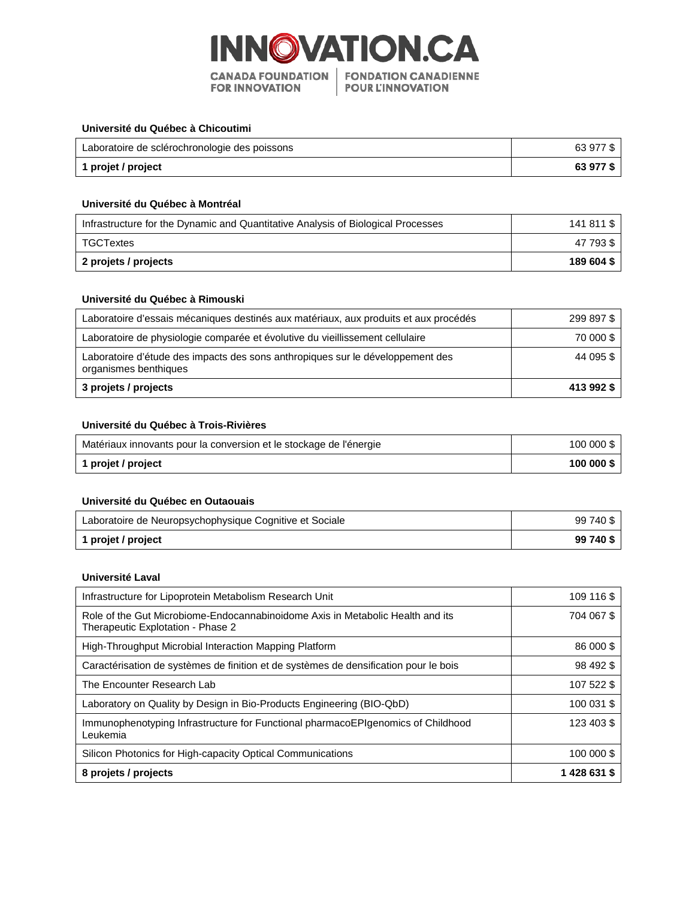#### Université du Québec à Chicoutimi

| | |
|---|---|
| Laboratoire de sclérochronologie des poissons | 63 977 $ |
| **1 projet / project** | **63 977 $** |

#### Université du Québec à Montréal

| | |
|---|---|
| Infrastructure for the Dynamic and Quantitative Analysis of Biological Processes | 141 811 $ |
| TGCTextes | 47 793 $ |
| **2 projets / projects** | **189 604 $** |

#### Université du Québec à Rimouski

| | |
|---|---|
| Laboratoire d’essais mécaniques destinés aux matériaux, aux produits et aux procédés | 299 897 $ |
| Laboratoire de physiologie comparée et évolutive du vieillissement cellulaire | 70 000 $ |
| Laboratoire d’étude des impacts des sons anthropiques sur le développement des organismes benthiques | 44 095 $ |
| **3 projets / projects** | **413 992 $** |

#### Université du Québec à Trois-Rivières

| | |
|---|---|
| Matériaux innovants pour la conversion et le stockage de l'énergie | 100 000 $ |
| **1 projet / project** | **100 000 $** |

#### Université du Québec en Outaouais

| | |
|---|---|
| Laboratoire de Neuropsychophysique Cognitive et Sociale | 99 740 $ |
| **1 projet / project** | **99 740 $** |

#### Université Laval

| | |
|---|---|
| Infrastructure for Lipoprotein Metabolism Research Unit | 109 116 $ |
| Role of the Gut Microbiome-Endocannabinoidome Axis in Metabolic Health and its Therapeutic Explotation - Phase 2 | 704 067 $ |
| High-Throughput Microbial Interaction Mapping Platform | 86 000 $ |
| Caractérisation de systèmes de finition et de systèmes de densification pour le bois | 98 492 $ |
| The Encounter Research Lab | 107 522 $ |
| Laboratory on Quality by Design in Bio-Products Engineering (BIO-QbD) | 100 031 $ |
| Immunophenotyping Infrastructure for Functional pharmacoEPIgenomics of Childhood Leukemia | 123 403 $ |
| Silicon Photonics for High-capacity Optical Communications | 100 000 $ |
| **8 projets / projects** | **1 428 631 $** |